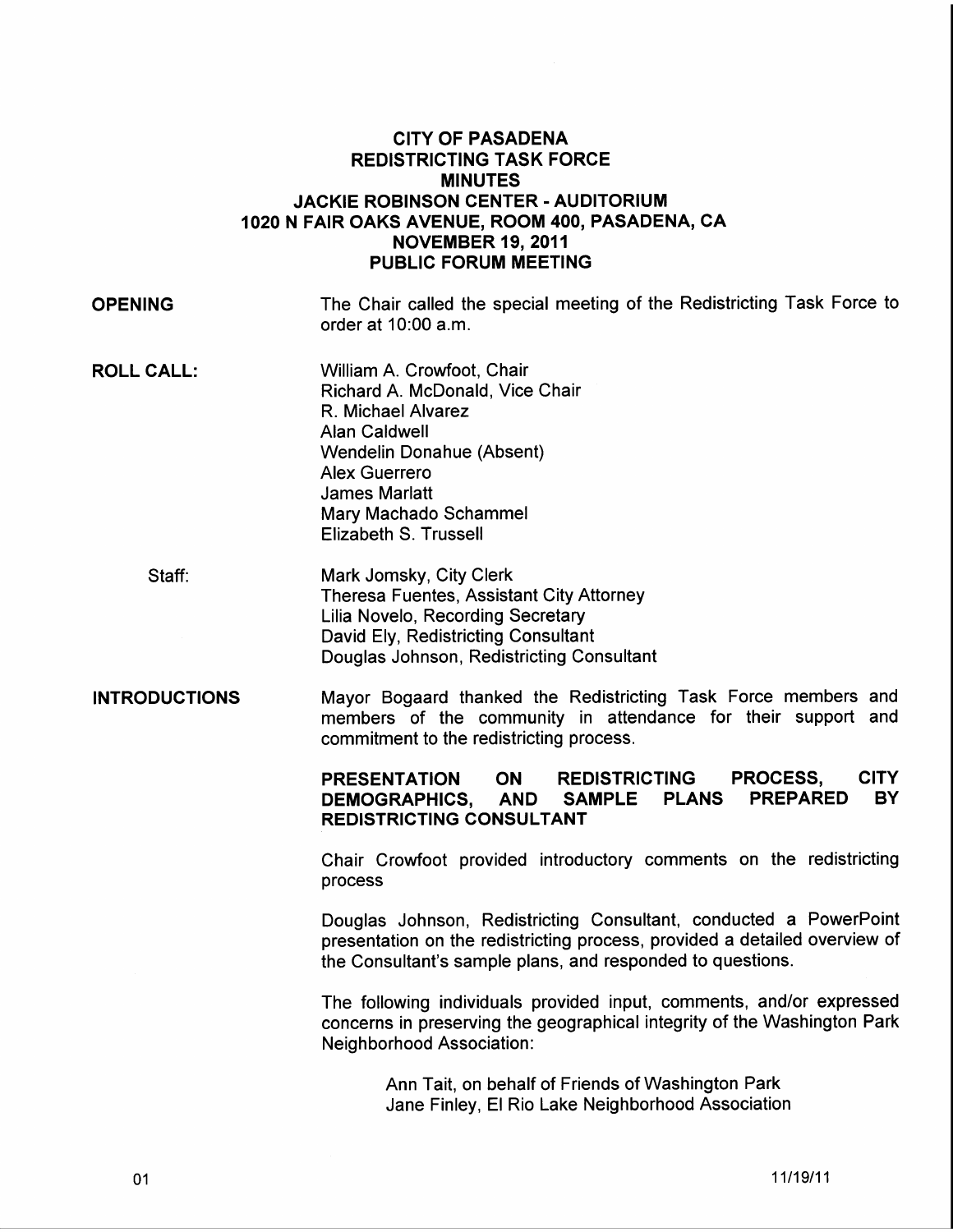# CITY OF PASADENA
## REDISTRICTING TASK FORCE
## MINUTES
### JACKIE ROBINSON CENTER - AUDITORIUM
### 1020 N FAIR OAKS AVENUE, ROOM 400, PASADENA, CA
### NOVEMBER 19, 2011
### PUBLIC FORUM MEETING

**OPENING**

The Chair called the special meeting of the Redistricting Task Force to order at 10:00 a.m.

**ROLL CALL:**

William A. Crowfoot, Chair
Richard A. McDonald, Vice Chair
R. Michael Alvarez
Alan Caldwell
Wendelin Donahue (Absent)
Alex Guerrero
James Marlatt
Mary Machado Schammel
Elizabeth S. Trussell

Staff:

Mark Jomsky, City Clerk
Theresa Fuentes, Assistant City Attorney
Lilia Novelo, Recording Secretary
David Ely, Redistricting Consultant
Douglas Johnson, Redistricting Consultant

**INTRODUCTIONS**

Mayor Bogaard thanked the Redistricting Task Force members and members of the community in attendance for their support and commitment to the redistricting process.

**PRESENTATION ON REDISTRICTING PROCESS, CITY DEMOGRAPHICS, AND SAMPLE PLANS PREPARED BY REDISTRICTING CONSULTANT**

Chair Crowfoot provided introductory comments on the redistricting process

Douglas Johnson, Redistricting Consultant, conducted a PowerPoint presentation on the redistricting process, provided a detailed overview of the Consultant's sample plans, and responded to questions.

The following individuals provided input, comments, and/or expressed concerns in preserving the geographical integrity of the Washington Park Neighborhood Association:

Ann Tait, on behalf of Friends of Washington Park
Jane Finley, El Rio Lake Neighborhood Association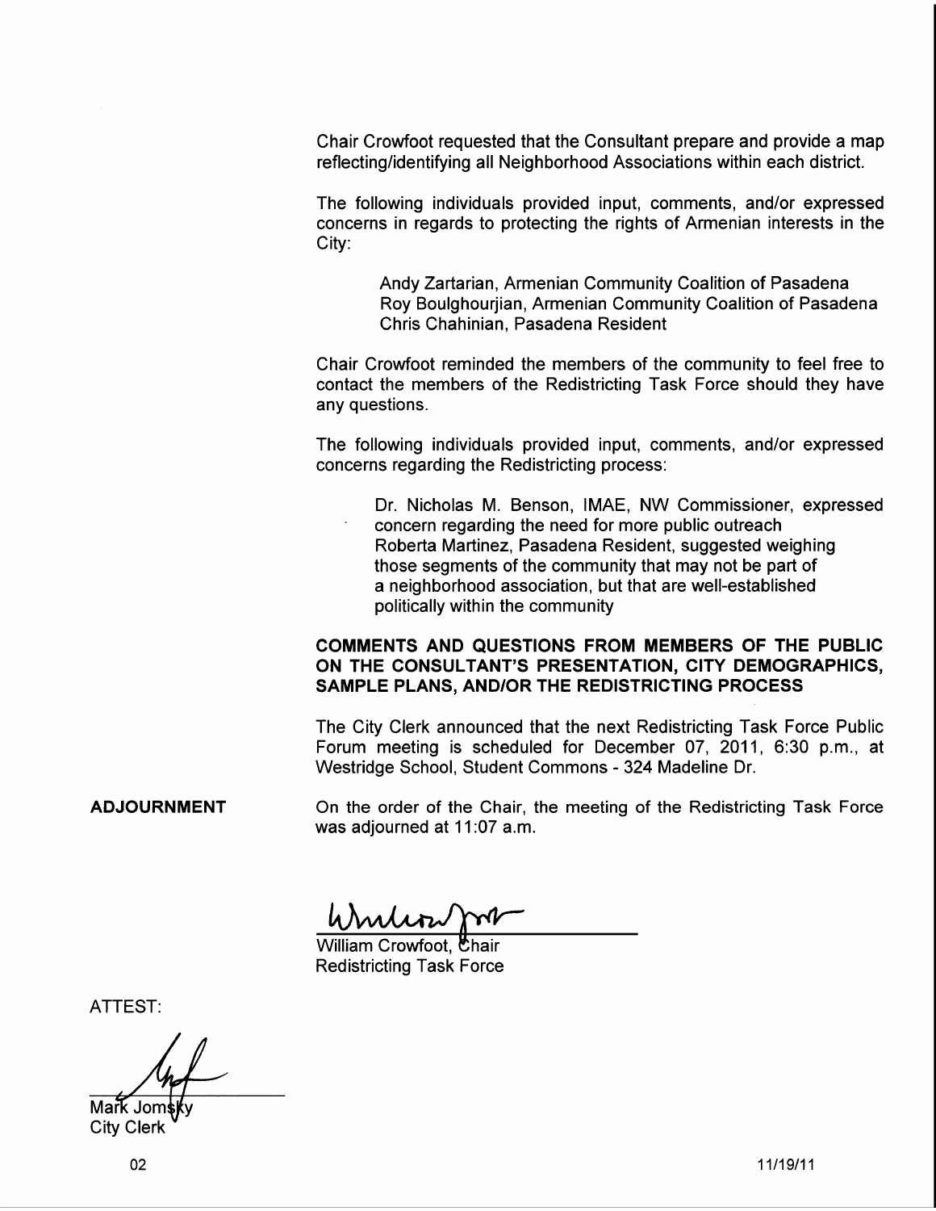Chair Crowfoot requested that the Consultant prepare and provide a map reflecting/identifying all Neighborhood Associations within each district.

The following individuals provided input, comments, and/or expressed concerns in regards to protecting the rights of Armenian interests in the City:

> Andy Zartarian, Armenian Community Coalition of Pasadena
> Roy Boulghourjian, Armenian Community Coalition of Pasadena
> Chris Chahinian, Pasadena Resident

Chair Crowfoot reminded the members of the community to feel free to contact the members of the Redistricting Task Force should they have any questions.

The following individuals provided input, comments, and/or expressed concerns regarding the Redistricting process:

> Dr. Nicholas M. Benson, IMAE, NW Commissioner, expressed concern regarding the need for more public outreach
> Roberta Martinez, Pasadena Resident, suggested weighing those segments of the community that may not be part of a neighborhood association, but that are well-established politically within the community

**COMMENTS AND QUESTIONS FROM MEMBERS OF THE PUBLIC ON THE CONSULTANT'S PRESENTATION, CITY DEMOGRAPHICS, SAMPLE PLANS, AND/OR THE REDISTRICTING PROCESS**

The City Clerk announced that the next Redistricting Task Force Public Forum meeting is scheduled for December 07, 2011, 6:30 p.m., at Westridge School, Student Commons - 324 Madeline Dr.

**ADJOURNMENT**

On the order of the Chair, the meeting of the Redistricting Task Force was adjourned at 11:07 a.m.

William Crowfoot, Chair
Redistricting Task Force

ATTEST:

Mark Jomsky
City Clerk

02 11/19/11